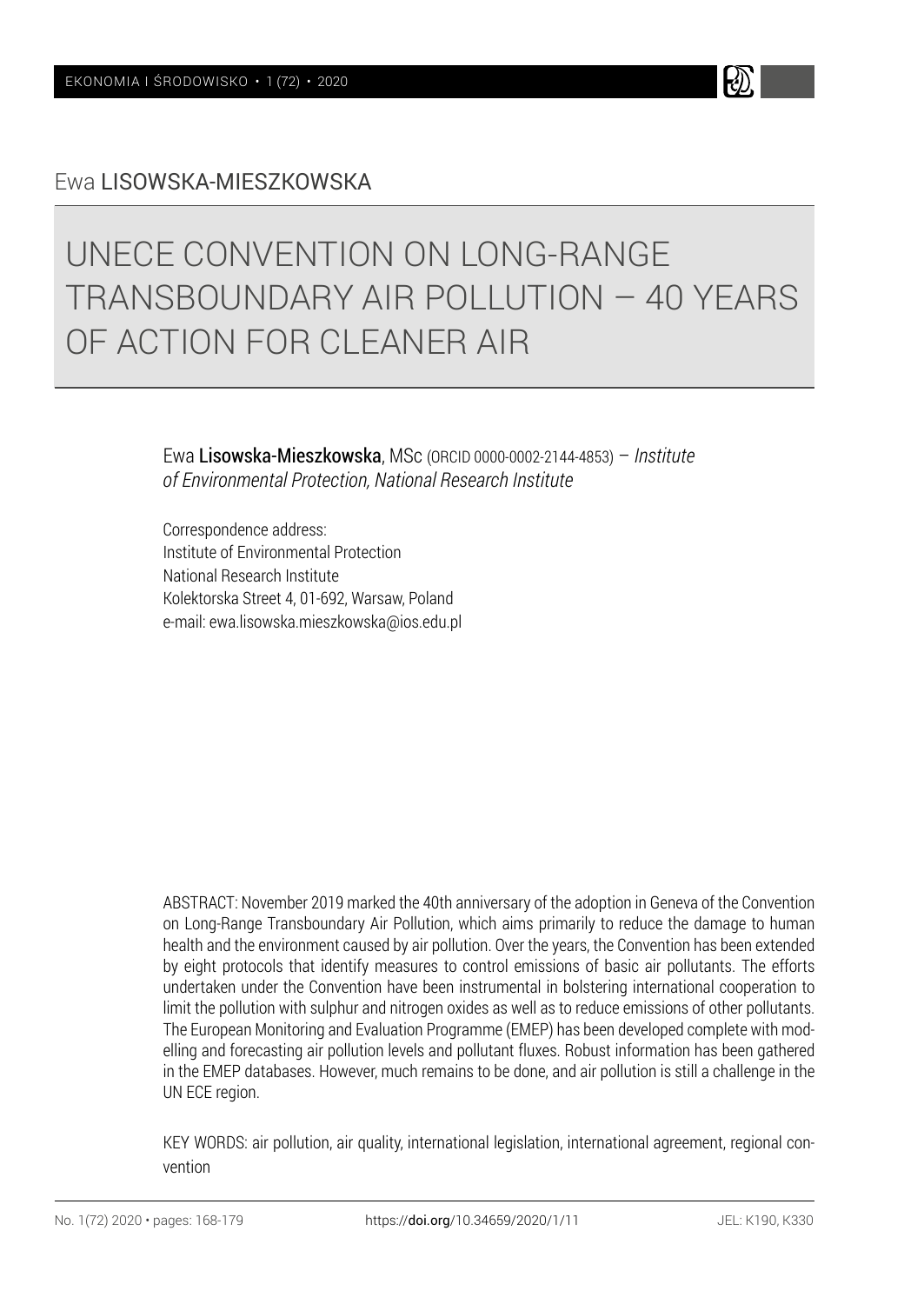Ewa LISOWSKA-MIESZKOWSKA

# UNECE CONVENTION ON LONG-RANGE TRANSBOUNDARY AIR POLLUTION – 40 YEARS OF ACTION FOR CLEANER AIR

Ewa **Lisowska-Mieszkowska**, MSc (ORCID 0000-0002-2144-4853) – *Institute of Environmental Protection, National Research Institute*

Correspondence address:
Institute of Environmental Protection
National Research Institute
Kolektorska Street 4, 01-692, Warsaw, Poland
e-mail: ewa.lisowska.mieszkowska@ios.edu.pl

ABSTRACT: November 2019 marked the 40th anniversary of the adoption in Geneva of the Convention on Long-Range Transboundary Air Pollution, which aims primarily to reduce the damage to human health and the environment caused by air pollution. Over the years, the Convention has been extended by eight protocols that identify measures to control emissions of basic air pollutants. The efforts undertaken under the Convention have been instrumental in bolstering international cooperation to limit the pollution with sulphur and nitrogen oxides as well as to reduce emissions of other pollutants. The European Monitoring and Evaluation Programme (EMEP) has been developed complete with modelling and forecasting air pollution levels and pollutant fluxes. Robust information has been gathered in the EMEP databases. However, much remains to be done, and air pollution is still a challenge in the UN ECE region.

KEY WORDS: air pollution, air quality, international legislation, international agreement, regional convention

https://doi.org/10.34659/2020/1/11 JEL: K190, K330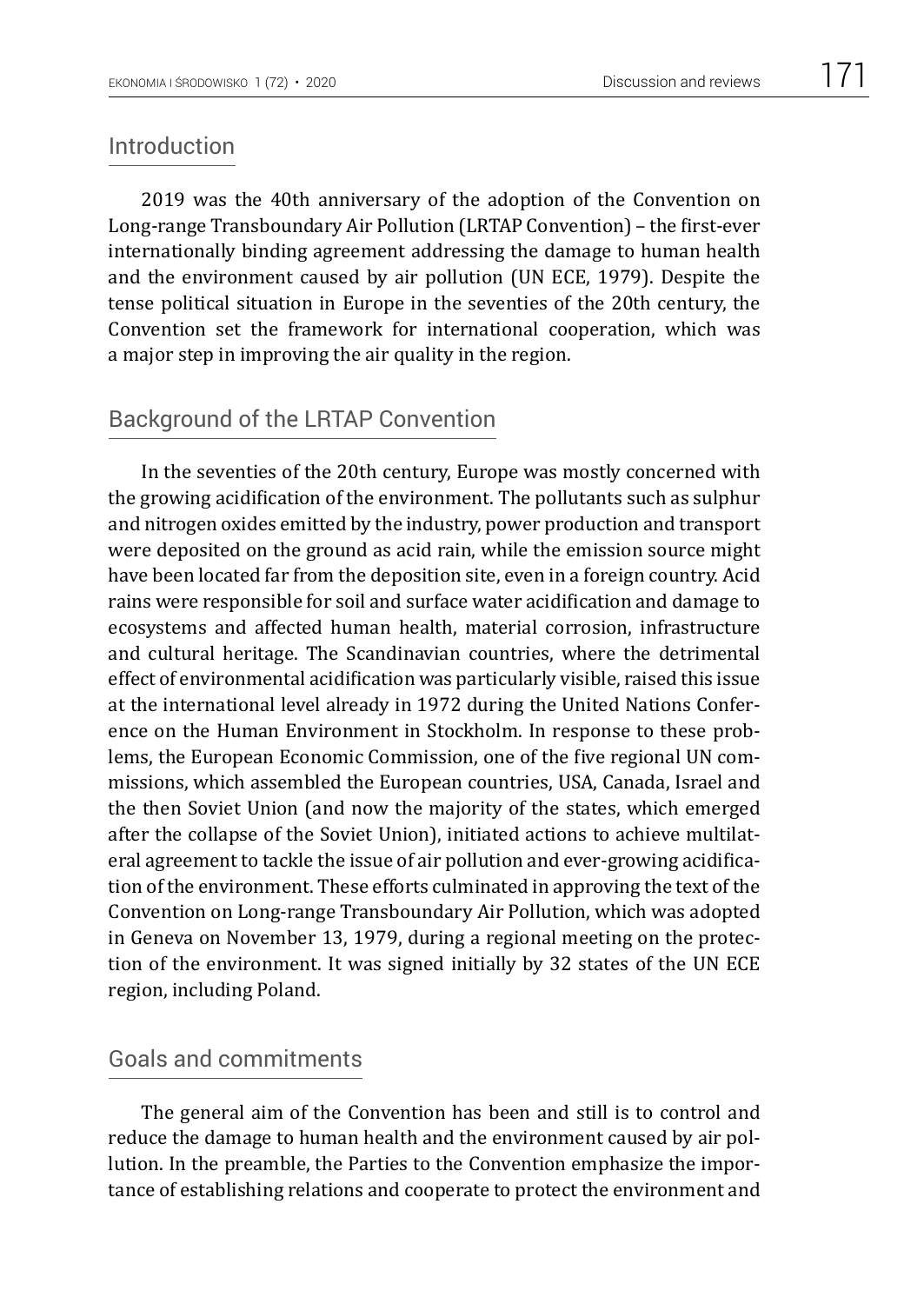## Introduction

2019 was the 40th anniversary of the adoption of the Convention on Long-range Transboundary Air Pollution (LRTAP Convention) – the first-ever internationally binding agreement addressing the damage to human health and the environment caused by air pollution (UN ECE, 1979). Despite the tense political situation in Europe in the seventies of the 20th century, the Convention set the framework for international cooperation, which was a major step in improving the air quality in the region.

## Background of the LRTAP Convention

In the seventies of the 20th century, Europe was mostly concerned with the growing acidification of the environment. The pollutants such as sulphur and nitrogen oxides emitted by the industry, power production and transport were deposited on the ground as acid rain, while the emission source might have been located far from the deposition site, even in a foreign country. Acid rains were responsible for soil and surface water acidification and damage to ecosystems and affected human health, material corrosion, infrastructure and cultural heritage. The Scandinavian countries, where the detrimental effect of environmental acidification was particularly visible, raised this issue at the international level already in 1972 during the United Nations Conference on the Human Environment in Stockholm. In response to these problems, the European Economic Commission, one of the five regional UN commissions, which assembled the European countries, USA, Canada, Israel and the then Soviet Union (and now the majority of the states, which emerged after the collapse of the Soviet Union), initiated actions to achieve multilateral agreement to tackle the issue of air pollution and ever-growing acidification of the environment. These efforts culminated in approving the text of the Convention on Long-range Transboundary Air Pollution, which was adopted in Geneva on November 13, 1979, during a regional meeting on the protection of the environment. It was signed initially by 32 states of the UN ECE region, including Poland.

## Goals and commitments

The general aim of the Convention has been and still is to control and reduce the damage to human health and the environment caused by air pollution. In the preamble, the Parties to the Convention emphasize the importance of establishing relations and cooperate to protect the environment and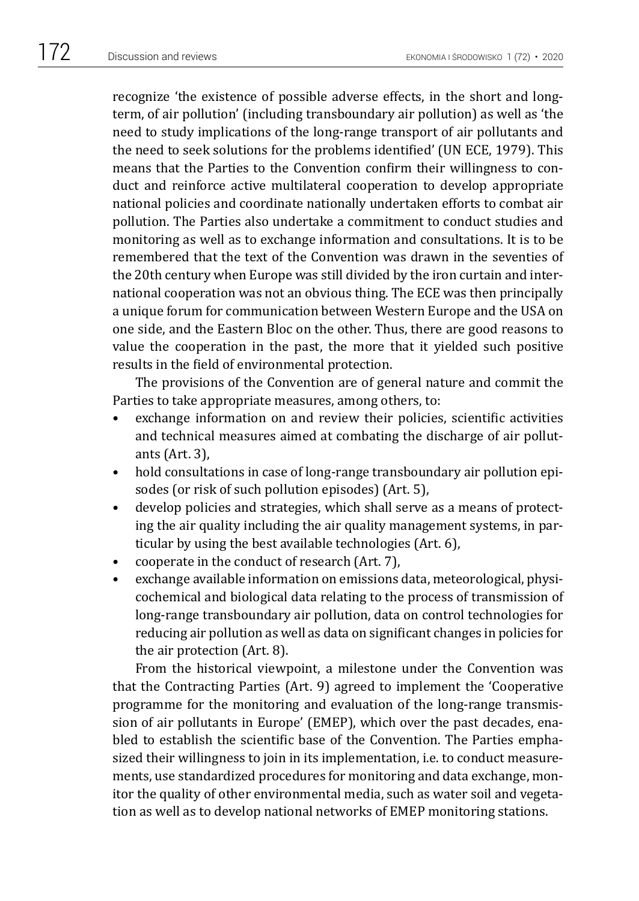recognize 'the existence of possible adverse effects, in the short and long-term, of air pollution' (including transboundary air pollution) as well as 'the need to study implications of the long-range transport of air pollutants and the need to seek solutions for the problems identified' (UN ECE, 1979). This means that the Parties to the Convention confirm their willingness to conduct and reinforce active multilateral cooperation to develop appropriate national policies and coordinate nationally undertaken efforts to combat air pollution. The Parties also undertake a commitment to conduct studies and monitoring as well as to exchange information and consultations. It is to be remembered that the text of the Convention was drawn in the seventies of the 20th century when Europe was still divided by the iron curtain and international cooperation was not an obvious thing. The ECE was then principally a unique forum for communication between Western Europe and the USA on one side, and the Eastern Bloc on the other. Thus, there are good reasons to value the cooperation in the past, the more that it yielded such positive results in the field of environmental protection.

The provisions of the Convention are of general nature and commit the Parties to take appropriate measures, among others, to:

- exchange information on and review their policies, scientific activities and technical measures aimed at combating the discharge of air pollutants (Art. 3),
- hold consultations in case of long-range transboundary air pollution episodes (or risk of such pollution episodes) (Art. 5),
- develop policies and strategies, which shall serve as a means of protecting the air quality including the air quality management systems, in particular by using the best available technologies (Art. 6),
- cooperate in the conduct of research (Art. 7),
- exchange available information on emissions data, meteorological, physicochemical and biological data relating to the process of transmission of long-range transboundary air pollution, data on control technologies for reducing air pollution as well as data on significant changes in policies for the air protection (Art. 8).

From the historical viewpoint, a milestone under the Convention was that the Contracting Parties (Art. 9) agreed to implement the 'Cooperative programme for the monitoring and evaluation of the long-range transmission of air pollutants in Europe' (EMEP), which over the past decades, enabled to establish the scientific base of the Convention. The Parties emphasized their willingness to join in its implementation, i.e. to conduct measurements, use standardized procedures for monitoring and data exchange, monitor the quality of other environmental media, such as water soil and vegetation as well as to develop national networks of EMEP monitoring stations.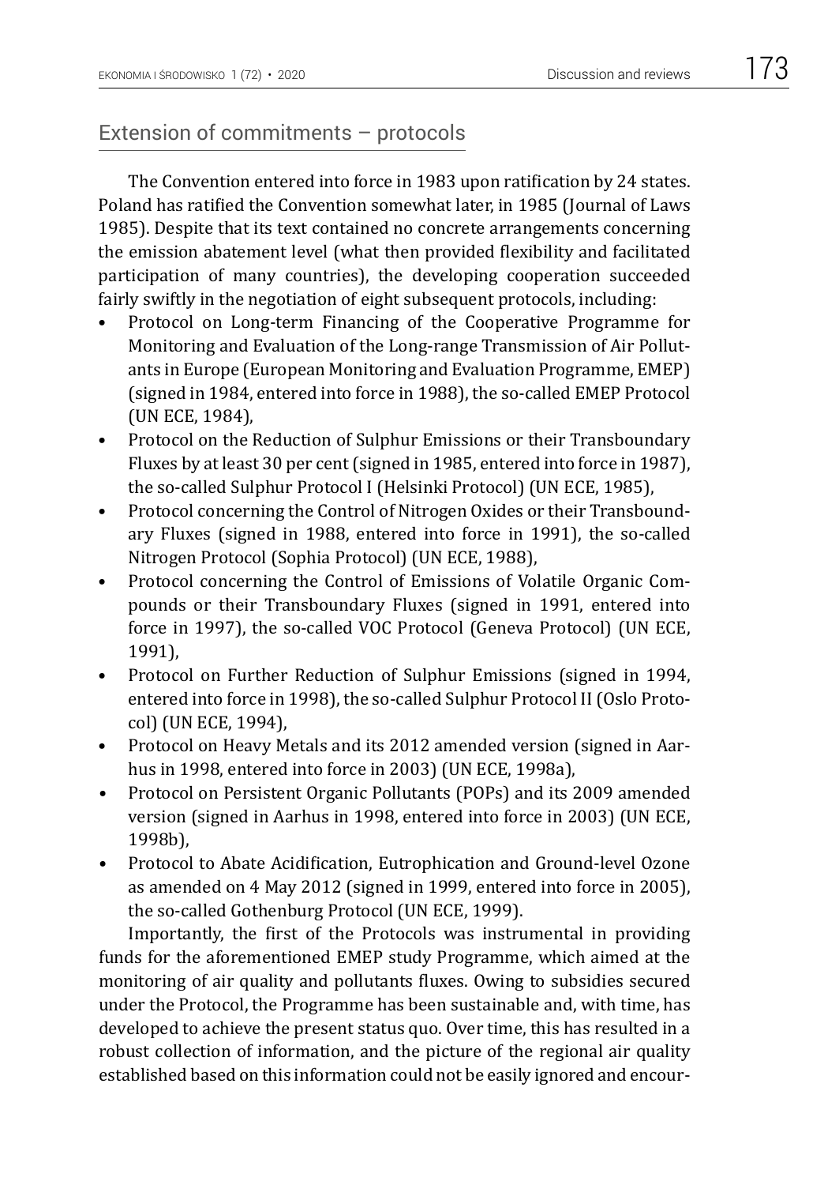## Extension of commitments – protocols

The Convention entered into force in 1983 upon ratification by 24 states. Poland has ratified the Convention somewhat later, in 1985 (Journal of Laws 1985). Despite that its text contained no concrete arrangements concerning the emission abatement level (what then provided flexibility and facilitated participation of many countries), the developing cooperation succeeded fairly swiftly in the negotiation of eight subsequent protocols, including:

- Protocol on Long-term Financing of the Cooperative Programme for Monitoring and Evaluation of the Long-range Transmission of Air Pollutants in Europe (European Monitoring and Evaluation Programme, EMEP) (signed in 1984, entered into force in 1988), the so-called EMEP Protocol (UN ECE, 1984),
- Protocol on the Reduction of Sulphur Emissions or their Transboundary Fluxes by at least 30 per cent (signed in 1985, entered into force in 1987), the so-called Sulphur Protocol I (Helsinki Protocol) (UN ECE, 1985),
- Protocol concerning the Control of Nitrogen Oxides or their Transboundary Fluxes (signed in 1988, entered into force in 1991), the so-called Nitrogen Protocol (Sophia Protocol) (UN ECE, 1988),
- Protocol concerning the Control of Emissions of Volatile Organic Compounds or their Transboundary Fluxes (signed in 1991, entered into force in 1997), the so-called VOC Protocol (Geneva Protocol) (UN ECE, 1991),
- Protocol on Further Reduction of Sulphur Emissions (signed in 1994, entered into force in 1998), the so-called Sulphur Protocol II (Oslo Protocol) (UN ECE, 1994),
- Protocol on Heavy Metals and its 2012 amended version (signed in Aarhus in 1998, entered into force in 2003) (UN ECE, 1998a),
- Protocol on Persistent Organic Pollutants (POPs) and its 2009 amended version (signed in Aarhus in 1998, entered into force in 2003) (UN ECE, 1998b),
- Protocol to Abate Acidification, Eutrophication and Ground-level Ozone as amended on 4 May 2012 (signed in 1999, entered into force in 2005), the so-called Gothenburg Protocol (UN ECE, 1999).

Importantly, the first of the Protocols was instrumental in providing funds for the aforementioned EMEP study Programme, which aimed at the monitoring of air quality and pollutants fluxes. Owing to subsidies secured under the Protocol, the Programme has been sustainable and, with time, has developed to achieve the present status quo. Over time, this has resulted in a robust collection of information, and the picture of the regional air quality established based on this information could not be easily ignored and encour-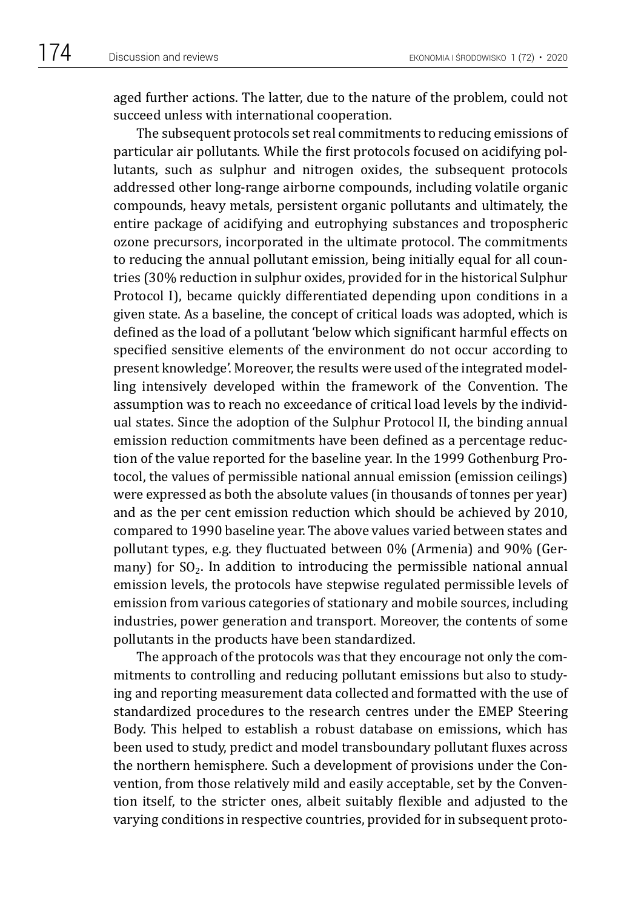aged further actions. The latter, due to the nature of the problem, could not succeed unless with international cooperation.

The subsequent protocols set real commitments to reducing emissions of particular air pollutants. While the first protocols focused on acidifying pollutants, such as sulphur and nitrogen oxides, the subsequent protocols addressed other long-range airborne compounds, including volatile organic compounds, heavy metals, persistent organic pollutants and ultimately, the entire package of acidifying and eutrophying substances and tropospheric ozone precursors, incorporated in the ultimate protocol. The commitments to reducing the annual pollutant emission, being initially equal for all countries (30% reduction in sulphur oxides, provided for in the historical Sulphur Protocol I), became quickly differentiated depending upon conditions in a given state. As a baseline, the concept of critical loads was adopted, which is defined as the load of a pollutant 'below which significant harmful effects on specified sensitive elements of the environment do not occur according to present knowledge'. Moreover, the results were used of the integrated modelling intensively developed within the framework of the Convention. The assumption was to reach no exceedance of critical load levels by the individual states. Since the adoption of the Sulphur Protocol II, the binding annual emission reduction commitments have been defined as a percentage reduction of the value reported for the baseline year. In the 1999 Gothenburg Protocol, the values of permissible national annual emission (emission ceilings) were expressed as both the absolute values (in thousands of tonnes per year) and as the per cent emission reduction which should be achieved by 2010, compared to 1990 baseline year. The above values varied between states and pollutant types, e.g. they fluctuated between 0% (Armenia) and 90% (Germany) for $SO_2$. In addition to introducing the permissible national annual emission levels, the protocols have stepwise regulated permissible levels of emission from various categories of stationary and mobile sources, including industries, power generation and transport. Moreover, the contents of some pollutants in the products have been standardized.

The approach of the protocols was that they encourage not only the commitments to controlling and reducing pollutant emissions but also to studying and reporting measurement data collected and formatted with the use of standardized procedures to the research centres under the EMEP Steering Body. This helped to establish a robust database on emissions, which has been used to study, predict and model transboundary pollutant fluxes across the northern hemisphere. Such a development of provisions under the Convention, from those relatively mild and easily acceptable, set by the Convention itself, to the stricter ones, albeit suitably flexible and adjusted to the varying conditions in respective countries, provided for in subsequent proto-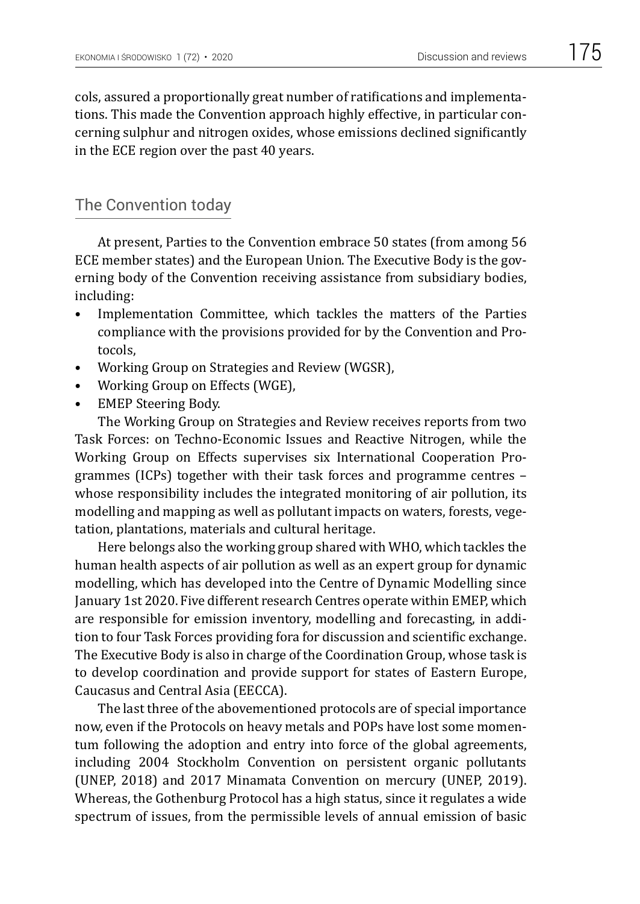cols, assured a proportionally great number of ratifications and implementations. This made the Convention approach highly effective, in particular concerning sulphur and nitrogen oxides, whose emissions declined significantly in the ECE region over the past 40 years.

## The Convention today

At present, Parties to the Convention embrace 50 states (from among 56 ECE member states) and the European Union. The Executive Body is the governing body of the Convention receiving assistance from subsidiary bodies, including:

- Implementation Committee, which tackles the matters of the Parties compliance with the provisions provided for by the Convention and Protocols,
- Working Group on Strategies and Review (WGSR),
- Working Group on Effects (WGE),
- EMEP Steering Body.

The Working Group on Strategies and Review receives reports from two Task Forces: on Techno-Economic Issues and Reactive Nitrogen, while the Working Group on Effects supervises six International Cooperation Programmes (ICPs) together with their task forces and programme centres – whose responsibility includes the integrated monitoring of air pollution, its modelling and mapping as well as pollutant impacts on waters, forests, vegetation, plantations, materials and cultural heritage.

Here belongs also the working group shared with WHO, which tackles the human health aspects of air pollution as well as an expert group for dynamic modelling, which has developed into the Centre of Dynamic Modelling since January 1st 2020. Five different research Centres operate within EMEP, which are responsible for emission inventory, modelling and forecasting, in addition to four Task Forces providing fora for discussion and scientific exchange. The Executive Body is also in charge of the Coordination Group, whose task is to develop coordination and provide support for states of Eastern Europe, Caucasus and Central Asia (EECCA).

The last three of the abovementioned protocols are of special importance now, even if the Protocols on heavy metals and POPs have lost some momentum following the adoption and entry into force of the global agreements, including 2004 Stockholm Convention on persistent organic pollutants (UNEP, 2018) and 2017 Minamata Convention on mercury (UNEP, 2019). Whereas, the Gothenburg Protocol has a high status, since it regulates a wide spectrum of issues, from the permissible levels of annual emission of basic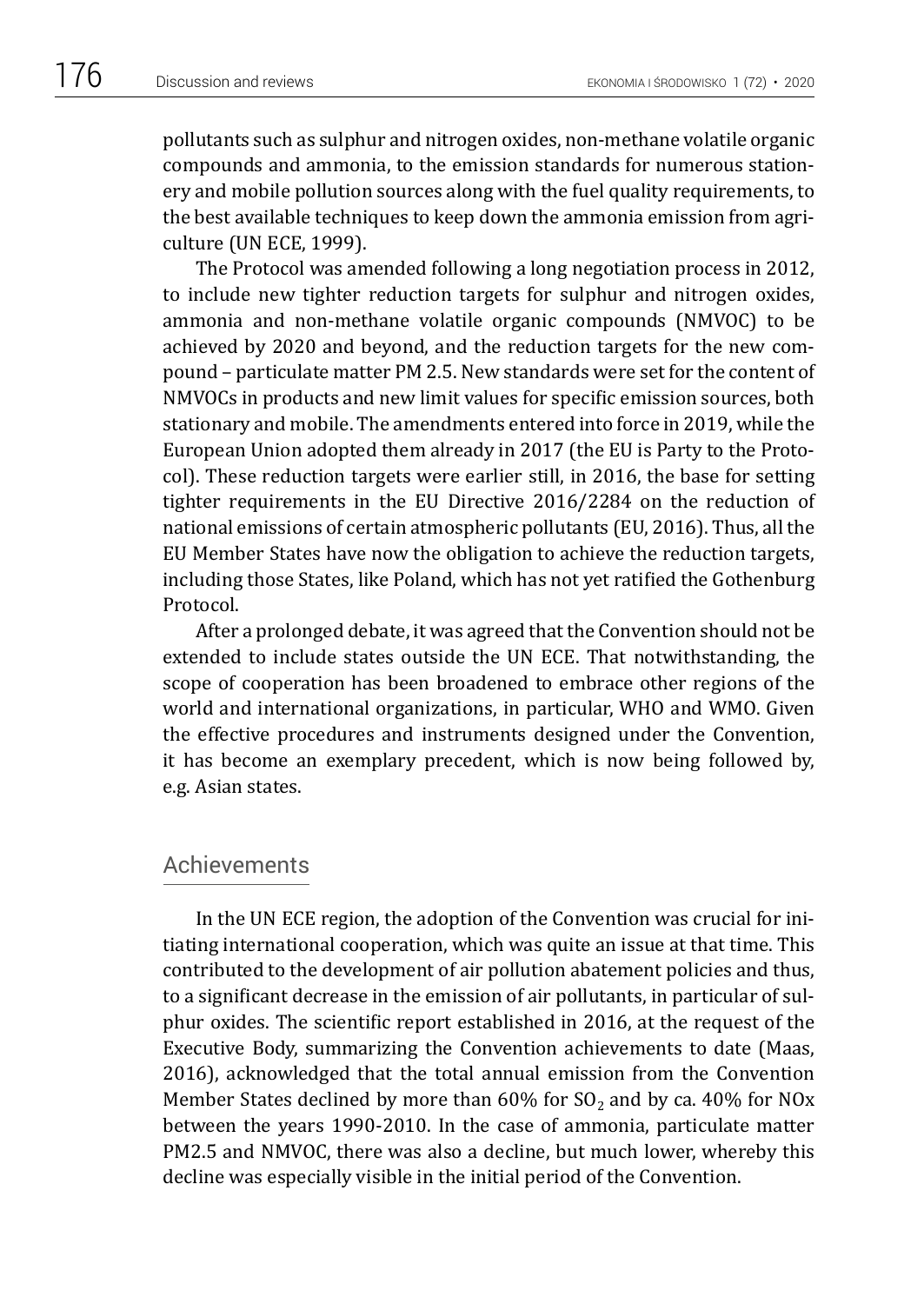pollutants such as sulphur and nitrogen oxides, non-methane volatile organic compounds and ammonia, to the emission standards for numerous stationery and mobile pollution sources along with the fuel quality requirements, to the best available techniques to keep down the ammonia emission from agriculture (UN ECE, 1999).

The Protocol was amended following a long negotiation process in 2012, to include new tighter reduction targets for sulphur and nitrogen oxides, ammonia and non-methane volatile organic compounds (NMVOC) to be achieved by 2020 and beyond, and the reduction targets for the new compound – particulate matter PM 2.5. New standards were set for the content of NMVOCs in products and new limit values for specific emission sources, both stationary and mobile. The amendments entered into force in 2019, while the European Union adopted them already in 2017 (the EU is Party to the Protocol). These reduction targets were earlier still, in 2016, the base for setting tighter requirements in the EU Directive 2016/2284 on the reduction of national emissions of certain atmospheric pollutants (EU, 2016). Thus, all the EU Member States have now the obligation to achieve the reduction targets, including those States, like Poland, which has not yet ratified the Gothenburg Protocol.

After a prolonged debate, it was agreed that the Convention should not be extended to include states outside the UN ECE. That notwithstanding, the scope of cooperation has been broadened to embrace other regions of the world and international organizations, in particular, WHO and WMO. Given the effective procedures and instruments designed under the Convention, it has become an exemplary precedent, which is now being followed by, e.g. Asian states.

## Achievements

In the UN ECE region, the adoption of the Convention was crucial for initiating international cooperation, which was quite an issue at that time. This contributed to the development of air pollution abatement policies and thus, to a significant decrease in the emission of air pollutants, in particular of sulphur oxides. The scientific report established in 2016, at the request of the Executive Body, summarizing the Convention achievements to date (Maas, 2016), acknowledged that the total annual emission from the Convention Member States declined by more than 60% for $SO_2$ and by ca. 40% for NOx between the years 1990-2010. In the case of ammonia, particulate matter PM2.5 and NMVOC, there was also a decline, but much lower, whereby this decline was especially visible in the initial period of the Convention.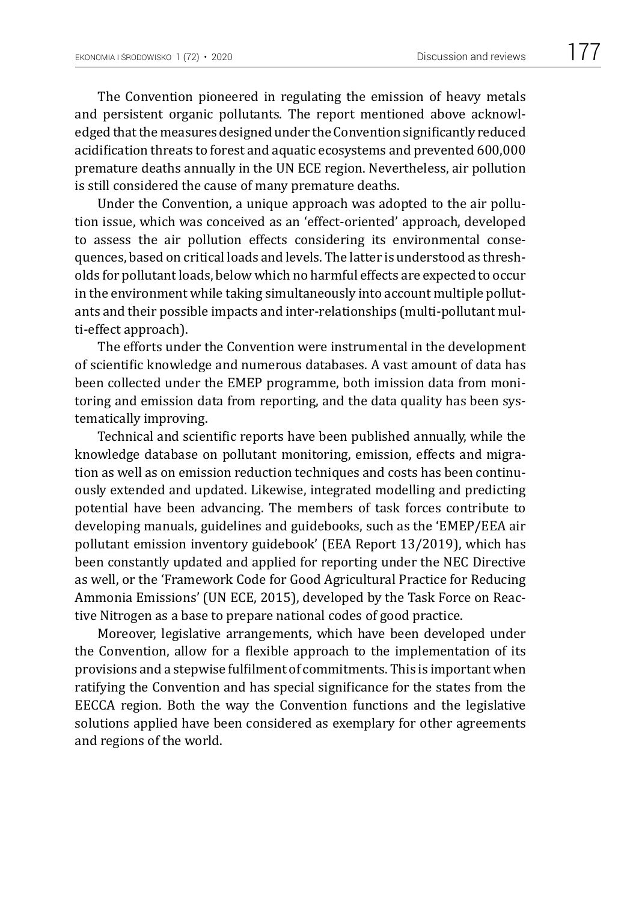The Convention pioneered in regulating the emission of heavy metals and persistent organic pollutants. The report mentioned above acknowledged that the measures designed under the Convention significantly reduced acidification threats to forest and aquatic ecosystems and prevented 600,000 premature deaths annually in the UN ECE region. Nevertheless, air pollution is still considered the cause of many premature deaths.

Under the Convention, a unique approach was adopted to the air pollution issue, which was conceived as an 'effect-oriented' approach, developed to assess the air pollution effects considering its environmental consequences, based on critical loads and levels. The latter is understood as thresholds for pollutant loads, below which no harmful effects are expected to occur in the environment while taking simultaneously into account multiple pollutants and their possible impacts and inter-relationships (multi-pollutant multi-effect approach).

The efforts under the Convention were instrumental in the development of scientific knowledge and numerous databases. A vast amount of data has been collected under the EMEP programme, both imission data from monitoring and emission data from reporting, and the data quality has been systematically improving.

Technical and scientific reports have been published annually, while the knowledge database on pollutant monitoring, emission, effects and migration as well as on emission reduction techniques and costs has been continuously extended and updated. Likewise, integrated modelling and predicting potential have been advancing. The members of task forces contribute to developing manuals, guidelines and guidebooks, such as the 'EMEP/EEA air pollutant emission inventory guidebook' (EEA Report 13/2019), which has been constantly updated and applied for reporting under the NEC Directive as well, or the 'Framework Code for Good Agricultural Practice for Reducing Ammonia Emissions' (UN ECE, 2015), developed by the Task Force on Reactive Nitrogen as a base to prepare national codes of good practice.

Moreover, legislative arrangements, which have been developed under the Convention, allow for a flexible approach to the implementation of its provisions and a stepwise fulfilment of commitments. This is important when ratifying the Convention and has special significance for the states from the EECCA region. Both the way the Convention functions and the legislative solutions applied have been considered as exemplary for other agreements and regions of the world.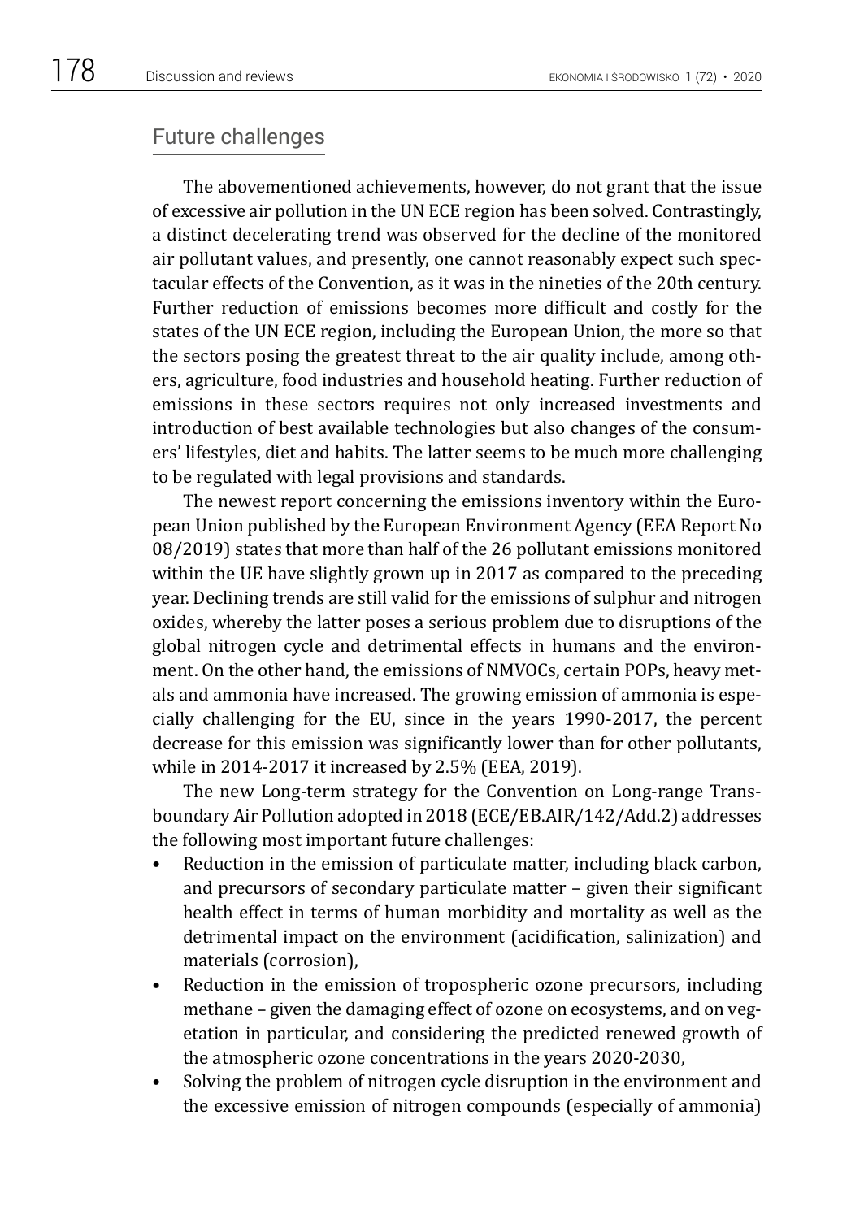## Future challenges

The abovementioned achievements, however, do not grant that the issue of excessive air pollution in the UN ECE region has been solved. Contrastingly, a distinct decelerating trend was observed for the decline of the monitored air pollutant values, and presently, one cannot reasonably expect such spectacular effects of the Convention, as it was in the nineties of the 20th century. Further reduction of emissions becomes more difficult and costly for the states of the UN ECE region, including the European Union, the more so that the sectors posing the greatest threat to the air quality include, among others, agriculture, food industries and household heating. Further reduction of emissions in these sectors requires not only increased investments and introduction of best available technologies but also changes of the consumers' lifestyles, diet and habits. The latter seems to be much more challenging to be regulated with legal provisions and standards.

The newest report concerning the emissions inventory within the European Union published by the European Environment Agency (EEA Report No 08/2019) states that more than half of the 26 pollutant emissions monitored within the UE have slightly grown up in 2017 as compared to the preceding year. Declining trends are still valid for the emissions of sulphur and nitrogen oxides, whereby the latter poses a serious problem due to disruptions of the global nitrogen cycle and detrimental effects in humans and the environment. On the other hand, the emissions of NMVOCs, certain POPs, heavy metals and ammonia have increased. The growing emission of ammonia is especially challenging for the EU, since in the years 1990-2017, the percent decrease for this emission was significantly lower than for other pollutants, while in 2014-2017 it increased by 2.5% (EEA, 2019).

The new Long-term strategy for the Convention on Long-range Transboundary Air Pollution adopted in 2018 (ECE/EB.AIR/142/Add.2) addresses the following most important future challenges:

- Reduction in the emission of particulate matter, including black carbon, and precursors of secondary particulate matter – given their significant health effect in terms of human morbidity and mortality as well as the detrimental impact on the environment (acidification, salinization) and materials (corrosion),
- Reduction in the emission of tropospheric ozone precursors, including methane – given the damaging effect of ozone on ecosystems, and on vegetation in particular, and considering the predicted renewed growth of the atmospheric ozone concentrations in the years 2020-2030,
- Solving the problem of nitrogen cycle disruption in the environment and the excessive emission of nitrogen compounds (especially of ammonia)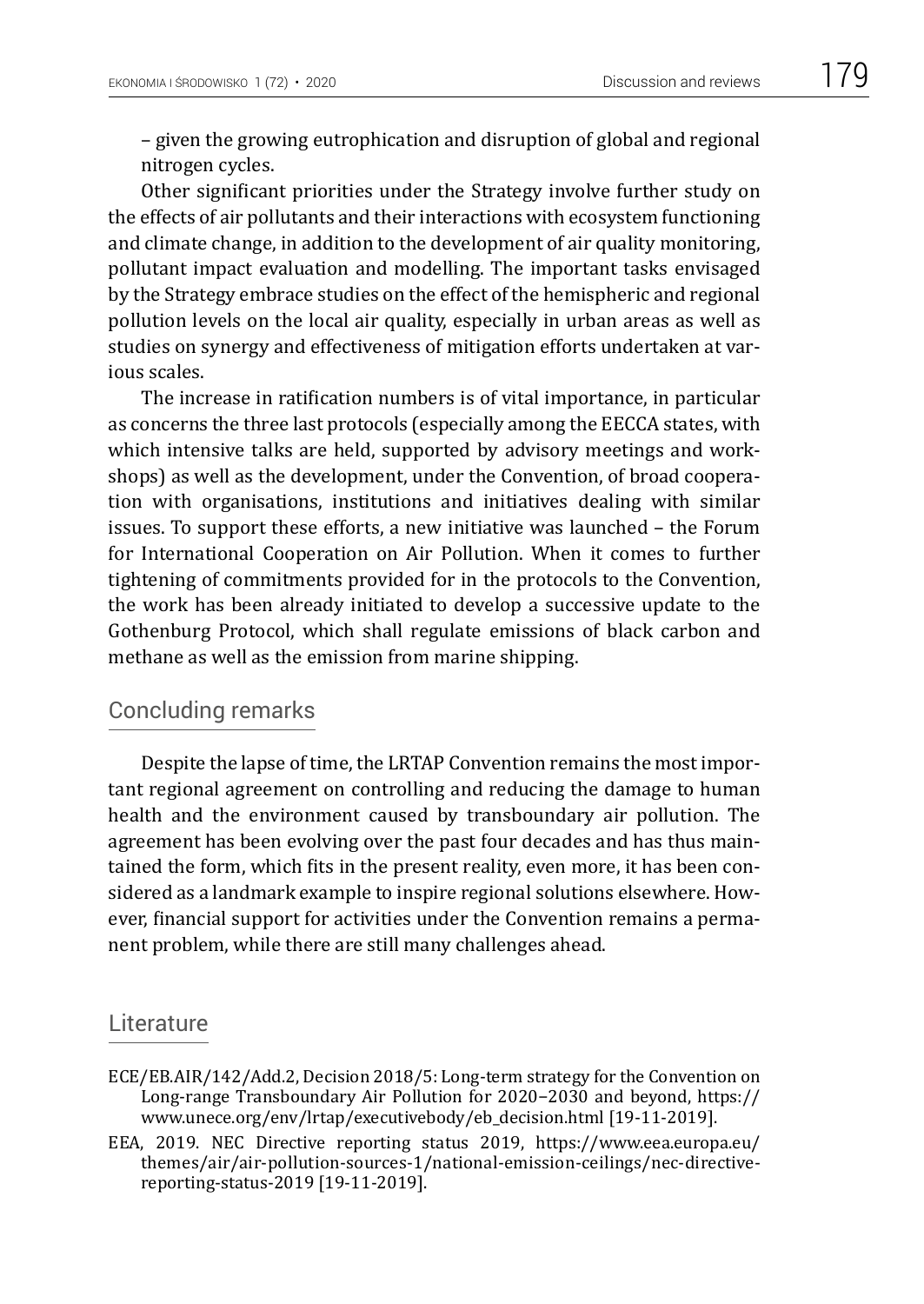– given the growing eutrophication and disruption of global and regional nitrogen cycles.

Other significant priorities under the Strategy involve further study on the effects of air pollutants and their interactions with ecosystem functioning and climate change, in addition to the development of air quality monitoring, pollutant impact evaluation and modelling. The important tasks envisaged by the Strategy embrace studies on the effect of the hemispheric and regional pollution levels on the local air quality, especially in urban areas as well as studies on synergy and effectiveness of mitigation efforts undertaken at various scales.

The increase in ratification numbers is of vital importance, in particular as concerns the three last protocols (especially among the EECCA states, with which intensive talks are held, supported by advisory meetings and workshops) as well as the development, under the Convention, of broad cooperation with organisations, institutions and initiatives dealing with similar issues. To support these efforts, a new initiative was launched – the Forum for International Cooperation on Air Pollution. When it comes to further tightening of commitments provided for in the protocols to the Convention, the work has been already initiated to develop a successive update to the Gothenburg Protocol, which shall regulate emissions of black carbon and methane as well as the emission from marine shipping.

## Concluding remarks

Despite the lapse of time, the LRTAP Convention remains the most important regional agreement on controlling and reducing the damage to human health and the environment caused by transboundary air pollution. The agreement has been evolving over the past four decades and has thus maintained the form, which fits in the present reality, even more, it has been considered as a landmark example to inspire regional solutions elsewhere. However, financial support for activities under the Convention remains a permanent problem, while there are still many challenges ahead.

## Literature

ECE/EB.AIR/142/Add.2, Decision 2018/5: Long-term strategy for the Convention on Long-range Transboundary Air Pollution for 2020–2030 and beyond, https://www.unece.org/env/lrtap/executivebody/eb_decision.html [19-11-2019].

EEA, 2019. NEC Directive reporting status 2019, https://www.eea.europa.eu/themes/air/air-pollution-sources-1/national-emission-ceilings/nec-directive-reporting-status-2019 [19-11-2019].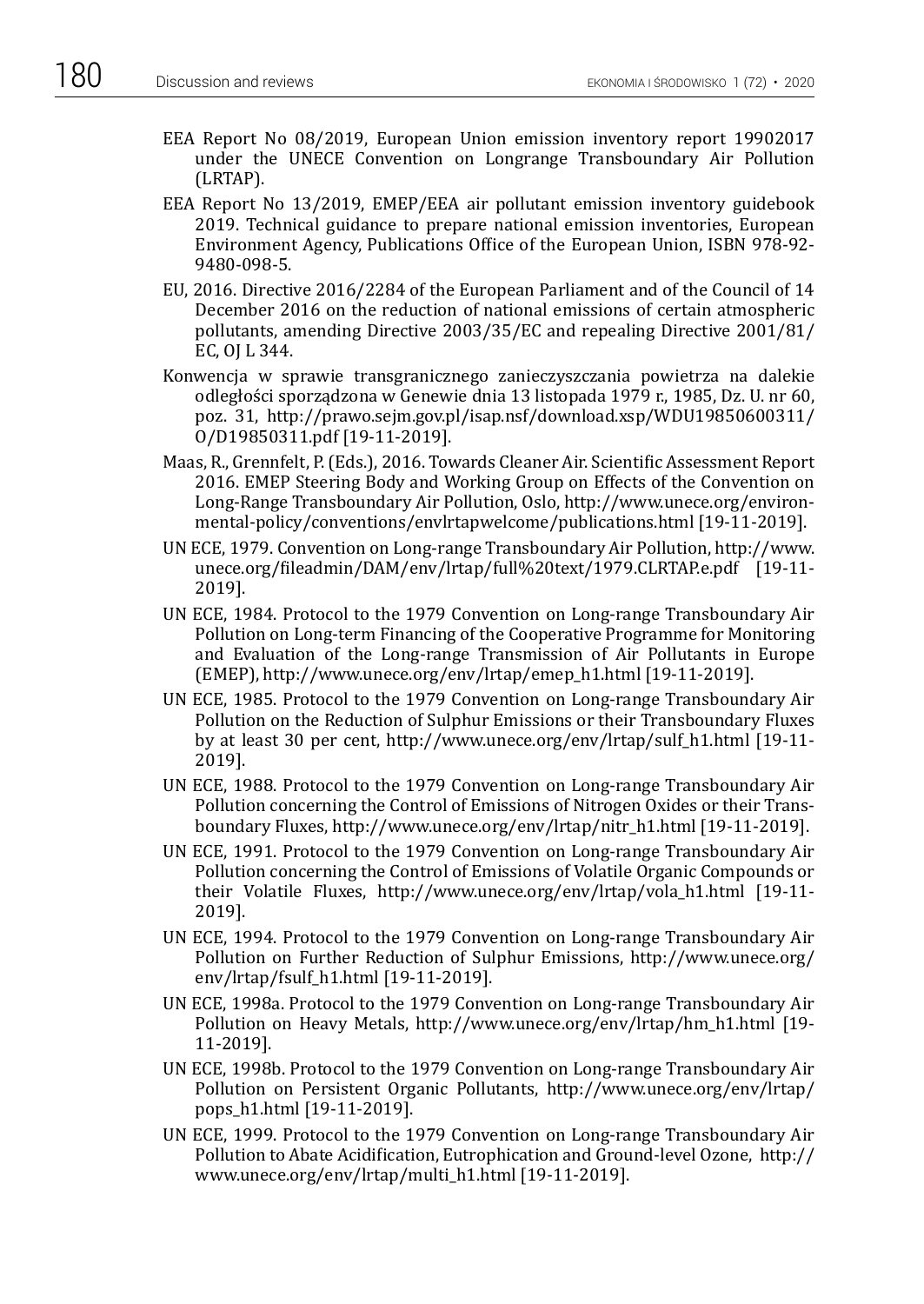EEA Report No 08/2019, European Union emission inventory report 19902017 under the UNECE Convention on Longrange Transboundary Air Pollution (LRTAP).

EEA Report No 13/2019, EMEP/EEA air pollutant emission inventory guidebook 2019. Technical guidance to prepare national emission inventories, European Environment Agency, Publications Office of the European Union, ISBN 978-92-9480-098-5.

EU, 2016. Directive 2016/2284 of the European Parliament and of the Council of 14 December 2016 on the reduction of national emissions of certain atmospheric pollutants, amending Directive 2003/35/EC and repealing Directive 2001/81/EC, OJ L 344.

Konwencja w sprawie transgranicznego zanieczyszczania powietrza na dalekie odległości sporządzona w Genewie dnia 13 listopada 1979 r., 1985, Dz. U. nr 60, poz. 31, http://prawo.sejm.gov.pl/isap.nsf/download.xsp/WDU19850600311/O/D19850311.pdf [19-11-2019].

Maas, R., Grennfelt, P. (Eds.), 2016. Towards Cleaner Air. Scientific Assessment Report 2016. EMEP Steering Body and Working Group on Effects of the Convention on Long-Range Transboundary Air Pollution, Oslo, http://www.unece.org/environmental-policy/conventions/envlrtapwelcome/publications.html [19-11-2019].

UN ECE, 1979. Convention on Long-range Transboundary Air Pollution, http://www.unece.org/fileadmin/DAM/env/lrtap/full%20text/1979.CLRTAP.e.pdf [19-11-2019].

UN ECE, 1984. Protocol to the 1979 Convention on Long-range Transboundary Air Pollution on Long-term Financing of the Cooperative Programme for Monitoring and Evaluation of the Long-range Transmission of Air Pollutants in Europe (EMEP), http://www.unece.org/env/lrtap/emep_h1.html [19-11-2019].

UN ECE, 1985. Protocol to the 1979 Convention on Long-range Transboundary Air Pollution on the Reduction of Sulphur Emissions or their Transboundary Fluxes by at least 30 per cent, http://www.unece.org/env/lrtap/sulf_h1.html [19-11-2019].

UN ECE, 1988. Protocol to the 1979 Convention on Long-range Transboundary Air Pollution concerning the Control of Emissions of Nitrogen Oxides or their Transboundary Fluxes, http://www.unece.org/env/lrtap/nitr_h1.html [19-11-2019].

UN ECE, 1991. Protocol to the 1979 Convention on Long-range Transboundary Air Pollution concerning the Control of Emissions of Volatile Organic Compounds or their Volatile Fluxes, http://www.unece.org/env/lrtap/vola_h1.html [19-11-2019].

UN ECE, 1994. Protocol to the 1979 Convention on Long-range Transboundary Air Pollution on Further Reduction of Sulphur Emissions, http://www.unece.org/env/lrtap/fsulf_h1.html [19-11-2019].

UN ECE, 1998a. Protocol to the 1979 Convention on Long-range Transboundary Air Pollution on Heavy Metals, http://www.unece.org/env/lrtap/hm_h1.html [19-11-2019].

UN ECE, 1998b. Protocol to the 1979 Convention on Long-range Transboundary Air Pollution on Persistent Organic Pollutants, http://www.unece.org/env/lrtap/pops_h1.html [19-11-2019].

UN ECE, 1999. Protocol to the 1979 Convention on Long-range Transboundary Air Pollution to Abate Acidification, Eutrophication and Ground-level Ozone, http://www.unece.org/env/lrtap/multi_h1.html [19-11-2019].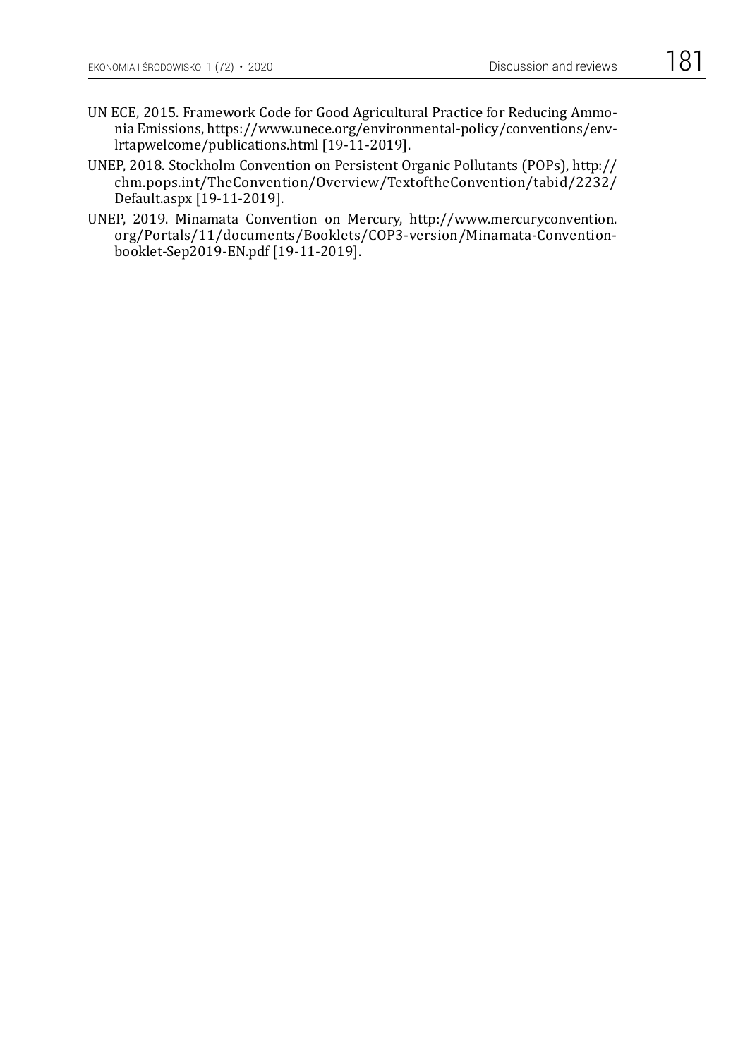UN ECE, 2015. Framework Code for Good Agricultural Practice for Reducing Ammonia Emissions, https://www.unece.org/environmental-policy/conventions/envlrtapwelcome/publications.html [19-11-2019].

UNEP, 2018. Stockholm Convention on Persistent Organic Pollutants (POPs), http://chm.pops.int/TheConvention/Overview/TextoftheConvention/tabid/2232/Default.aspx [19-11-2019].

UNEP, 2019. Minamata Convention on Mercury, http://www.mercuryconvention.org/Portals/11/documents/Booklets/COP3-version/Minamata-Convention-booklet-Sep2019-EN.pdf [19-11-2019].